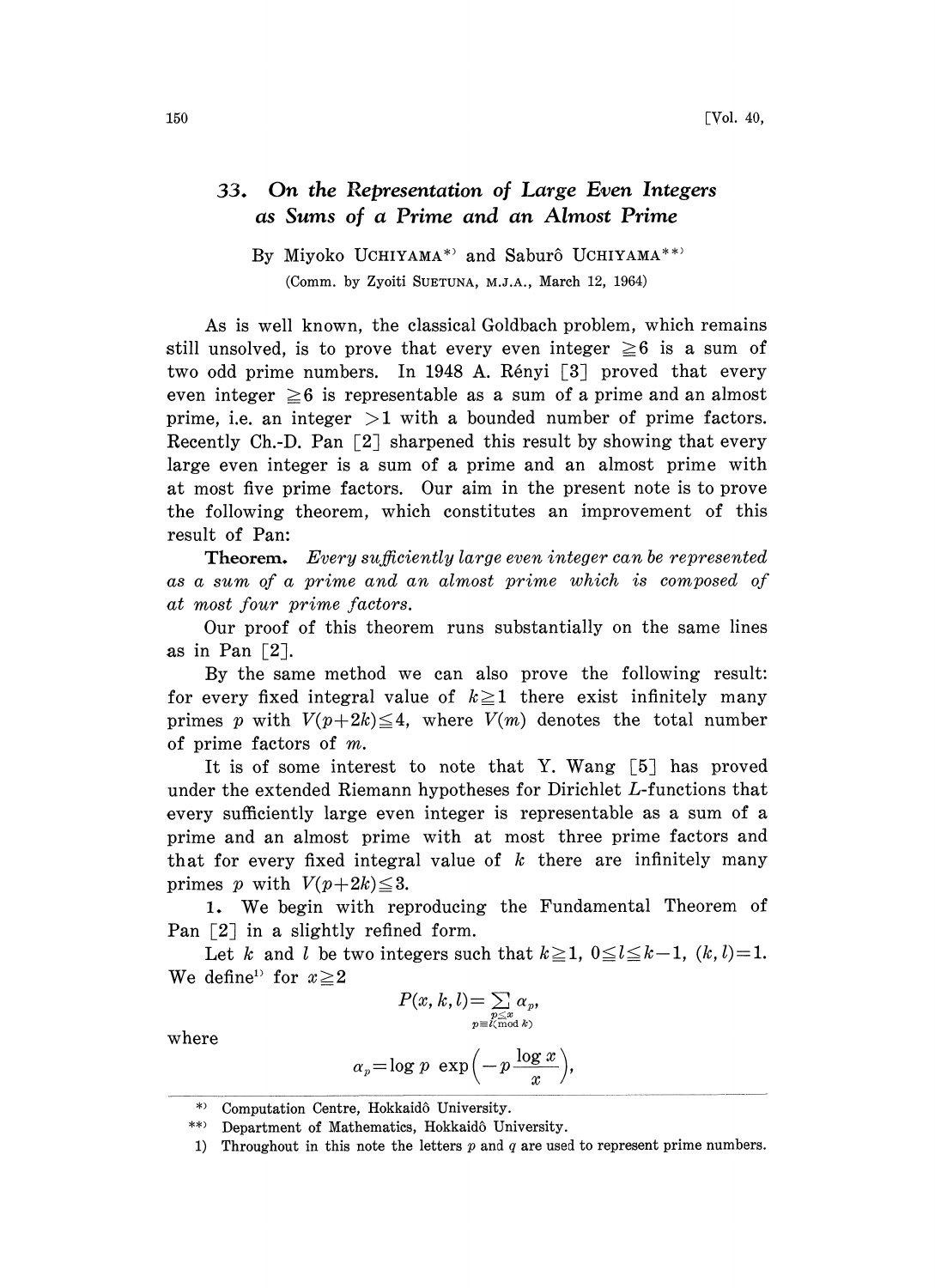# 33. *On the Representation of Large Even Integers as Sums of a Prime and an Almost Prime*

By Miyoko UCHIYAMA[*] and Saburô UCHIYAMA[**]

(Comm. by Zyoiti SUETUNA, M.J.A., March 12, 1964)

As is well known, the classical Goldbach problem, which remains still unsolved, is to prove that every even integer $\geqq 6$ is a sum of two odd prime numbers. In 1948 A. Rényi [3] proved that every even integer $\geqq 6$ is representable as a sum of a prime and an almost prime, i.e. an integer $>1$ with a bounded number of prime factors. Recently Ch.-D. Pan [2] sharpened this result by showing that every large even integer is a sum of a prime and an almost prime with at most five prime factors. Our aim in the present note is to prove the following theorem, which constitutes an improvement of this result of Pan:

**Theorem.** *Every sufficiently large even integer can be represented as a sum of a prime and an almost prime which is composed of at most four prime factors.*

Our proof of this theorem runs substantially on the same lines as in Pan [2].

By the same method we can also prove the following result: for every fixed integral value of $k \geqq 1$ there exist infinitely many primes $p$ with $V(p+2k) \leqq 4$, where $V(m)$ denotes the total number of prime factors of $m$.

It is of some interest to note that Y. Wang [5] has proved under the extended Riemann hypotheses for Dirichlet $L$-functions that every sufficiently large even integer is representable as a sum of a prime and an almost prime with at most three prime factors and that for every fixed integral value of $k$ there are infinitely many primes $p$ with $V(p+2k) \leqq 3$.

1. We begin with reproducing the Fundamental Theorem of Pan [2] in a slightly refined form.

Let $k$ and $l$ be two integers such that $k \geqq 1$, $0 \leqq l \leqq k-1$, $(k, l)=1$. We define[1] for $x \geqq 2$

$$P(x, k, l) = \sum_{\substack{p \leq x \\ p \equiv l \pmod{k}}} \alpha_p,$$

where

$$\alpha_p = \log p \, \exp\left(-p \frac{\log x}{x}\right),$$

---

[*] Computation Centre, Hokkaidô University.

[**] Department of Mathematics, Hokkaidô University.

1) Throughout in this note the letters $p$ and $q$ are used to represent prime numbers.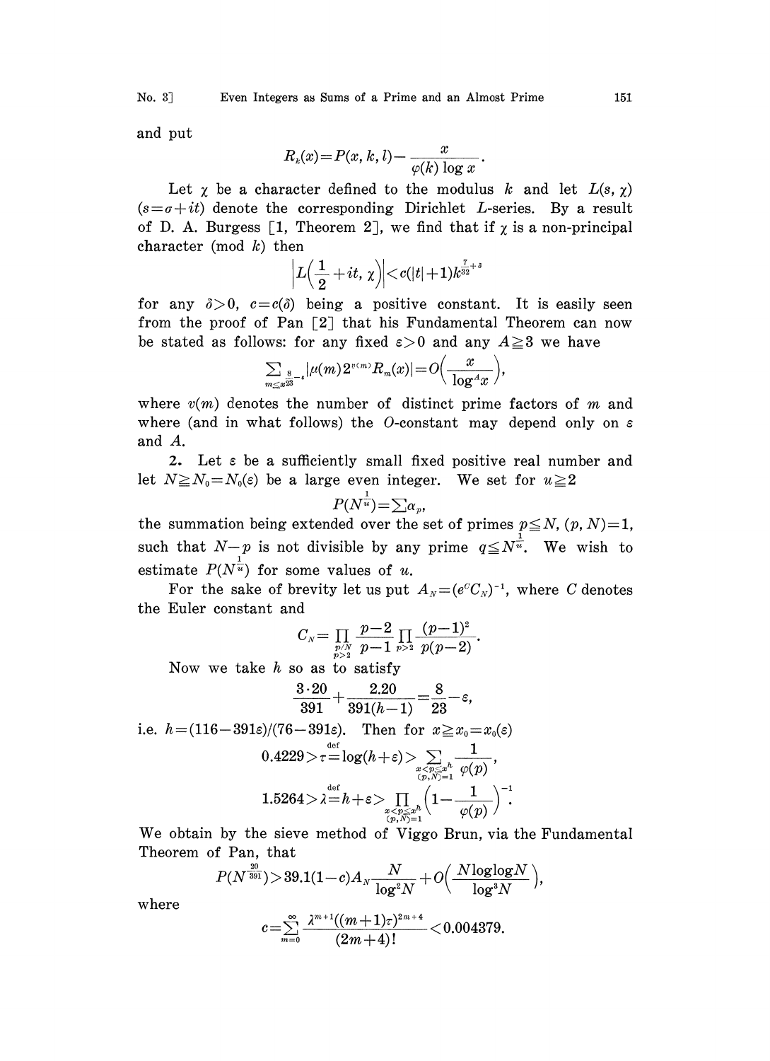and put

$$R_k(x) = P(x, k, l) - \frac{x}{\varphi(k) \log x}.$$

Let $\chi$ be a character defined to the modulus $k$ and let $L(s, \chi)$ $(s = \sigma + it)$ denote the corresponding Dirichlet $L$-series. By a result of D. A. Burgess [1, Theorem 2], we find that if $\chi$ is a non-principal character (mod $k$) then

$$\left| L\left(\frac{1}{2} + it, \chi\right) \right| < c(|t|+1) k^{\frac{7}{32}+\delta}$$

for any $\delta > 0$, $c = c(\delta)$ being a positive constant. It is easily seen from the proof of Pan [2] that his Fundamental Theorem can now be stated as follows: for any fixed $\varepsilon > 0$ and any $A \geqq 3$ we have

$$\sum_{m \leqq x^{\frac{8}{23}-\varepsilon}} |\mu(m) 2^{v(m)} R_m(x)| = O\left(\frac{x}{\log^A x}\right),$$

where $v(m)$ denotes the number of distinct prime factors of $m$ and where (and in what follows) the $O$-constant may depend only on $\varepsilon$ and $A$.

2. Let $\varepsilon$ be a sufficiently small fixed positive real number and let $N \geqq N_0 = N_0(\varepsilon)$ be a large even integer. We set for $u \geqq 2$

$$P(N^{\frac{1}{u}}) = \sum \alpha_p,$$

the summation being extended over the set of primes $p \leqq N$, $(p, N) = 1$, such that $N - p$ is not divisible by any prime $q \leqq N^{\frac{1}{u}}$. We wish to estimate $P(N^{\frac{1}{u}})$ for some values of $u$.

For the sake of brevity let us put $A_N = (e^C C_N)^{-1}$, where $C$ denotes the Euler constant and

$$C_N = \prod_{\substack{p/N \\ p>2}} \frac{p-2}{p-1} \prod_{p>2} \frac{(p-1)^2}{p(p-2)}.$$

Now we take $h$ so as to satisfy

$$\frac{3 \cdot 20}{391} + \frac{2.20}{391(h-1)} = \frac{8}{23} - \varepsilon,$$

i.e. $h = (116 - 391\varepsilon)/(76 - 391\varepsilon)$. Then for $x \geqq x_0 = x_0(\varepsilon)$

$$0.4229 > \tau \overset{\text{def}}{=} \log(h + \varepsilon) > \sum_{\substack{x < p \leqq x^h \\ (p,N)=1}} \frac{1}{\varphi(p)},$$

$$1.5264 > \lambda \overset{\text{def}}{=} h + \varepsilon > \prod_{\substack{x < p \leqq x^h \\ (p,N)=1}} \left(1 - \frac{1}{\varphi(p)}\right)^{-1}.$$

We obtain by the sieve method of Viggo Brun, via the Fundamental Theorem of Pan, that

$$P(N^{\frac{20}{391}}) > 39.1(1-c) A_N \frac{N}{\log^2 N} + O\left(\frac{N \log\log N}{\log^3 N}\right),$$

where

$$c = \sum_{m=0}^{\infty} \frac{\lambda^{m+1}((m+1)\tau)^{2m+4}}{(2m+4)!} < 0.004379.$$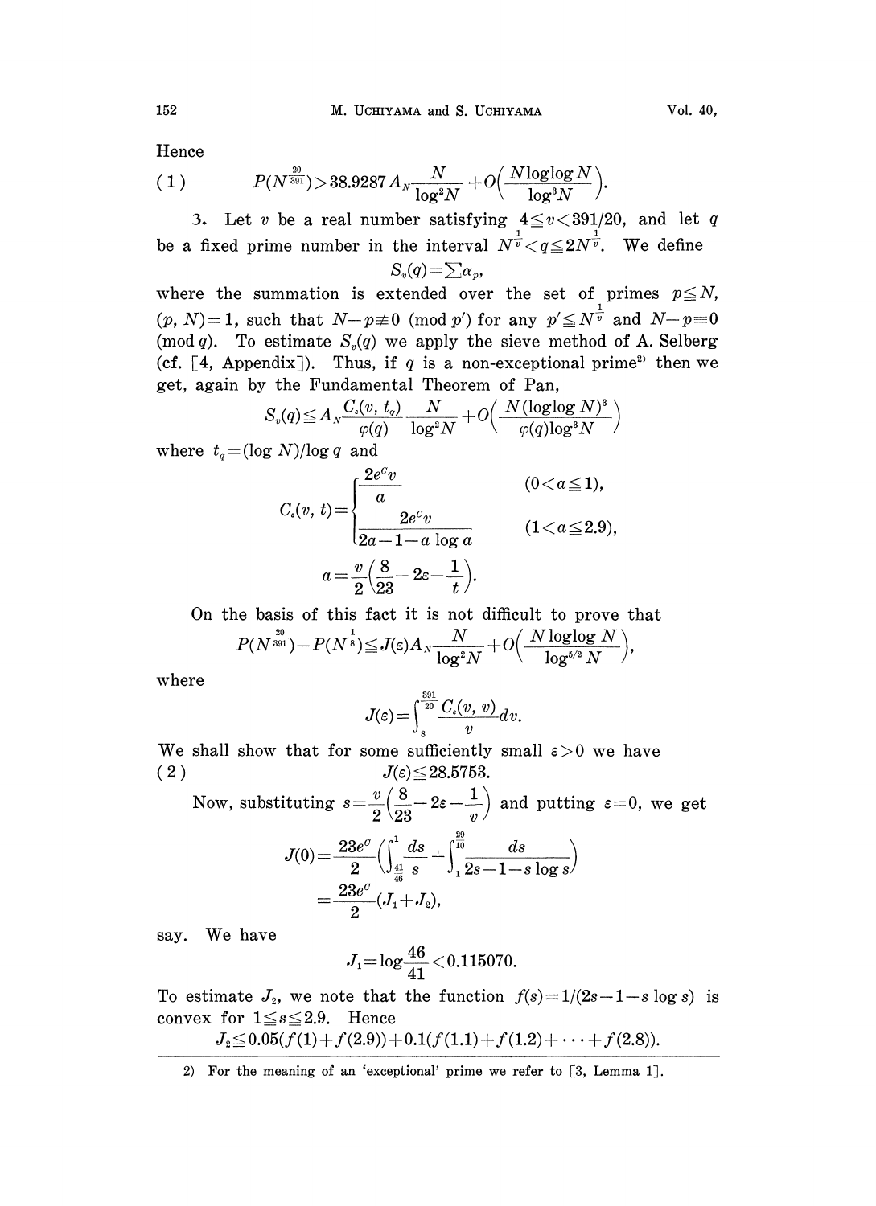Hence

$$(1) \qquad P(N^{\frac{20}{391}}) > 38.9287 A_N \frac{N}{\log^2 N} + O\left(\frac{N \log\log N}{\log^3 N}\right).$$

3. Let $v$ be a real number satisfying $4 \leqq v < 391/20$, and let $q$ be a fixed prime number in the interval $N^{\frac{1}{v}} < q \leqq 2N^{\frac{1}{v}}$. We define

$$S_v(q) = \sum \alpha_p,$$

where the summation is extended over the set of primes $p \leqq N$, $(p, N) = 1$, such that $N - p \not\equiv 0 \pmod{p'}$ for any $p' \leqq N^{\frac{1}{v}}$ and $N - p \equiv 0 \pmod{q}$. To estimate $S_v(q)$ we apply the sieve method of A. Selberg (cf. [4, Appendix]). Thus, if $q$ is a non-exceptional prime[2] then we get, again by the Fundamental Theorem of Pan,

$$S_v(q) \leqq A_N \frac{C_\varepsilon(v, t_q)}{\varphi(q)} \frac{N}{\log^2 N} + O\left(\frac{N(\log\log N)^3}{\varphi(q)\log^3 N}\right)$$

where $t_q = (\log N)/\log q$ and

$$C_\varepsilon(v, t) = \begin{cases} \dfrac{2e^C v}{a} & (0 < a \leqq 1), \\[2ex] \dfrac{2e^C v}{2a - 1 - a \log a} & (1 < a \leqq 2.9), \end{cases}$$

$$a = \frac{v}{2}\left(\frac{8}{23} - 2\varepsilon - \frac{1}{t}\right).$$

On the basis of this fact it is not difficult to prove that

$$P(N^{\frac{20}{391}}) - P(N^{\frac{1}{8}}) \leqq J(\varepsilon) A_N \frac{N}{\log^2 N} + O\left(\frac{N \log\log N}{\log^{5/2} N}\right),$$

where

$$J(\varepsilon) = \int_8^{\frac{391}{20}} \frac{C_\varepsilon(v, v)}{v} dv.$$

We shall show that for some sufficiently small $\varepsilon > 0$ we have

$$(2) \qquad J(\varepsilon) \leqq 28.5753.$$

Now, substituting $s = \frac{v}{2}\left(\frac{8}{23} - 2\varepsilon - \frac{1}{v}\right)$ and putting $\varepsilon = 0$, we get

$$J(0) = \frac{23e^C}{2}\left(\int_{\frac{41}{46}}^{1} \frac{ds}{s} + \int_1^{\frac{29}{10}} \frac{ds}{2s - 1 - s\log s}\right)$$
$$= \frac{23e^C}{2}(J_1 + J_2),$$

say. We have

$$J_1 = \log\frac{46}{41} < 0.115070.$$

To estimate $J_2$, we note that the function $f(s) = 1/(2s - 1 - s\log s)$ is convex for $1 \leqq s \leqq 2.9$. Hence

$$J_2 \leqq 0.05(f(1) + f(2.9)) + 0.1(f(1.1) + f(1.2) + \cdots + f(2.8)).$$

---

2) For the meaning of an 'exceptional' prime we refer to [3, Lemma 1].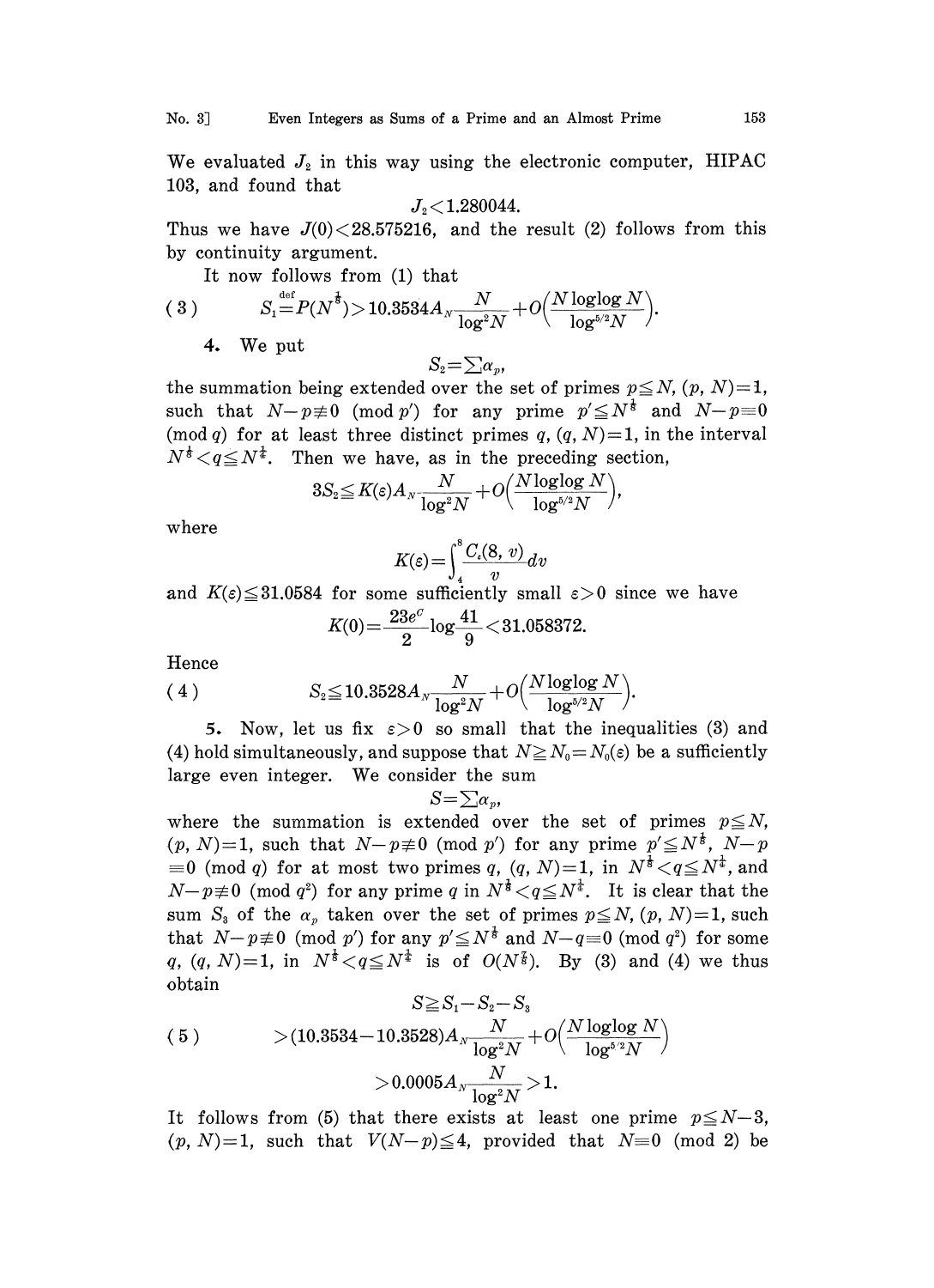We evaluated $J_2$ in this way using the electronic computer, HIPAC 103, and found that

$$J_2 < 1.280044.$$

Thus we have $J(0) < 28.575216$, and the result (2) follows from this by continuity argument.

It now follows from (1) that

$$(3) \qquad S_1 \overset{\text{def}}{=} P(N^{\frac{1}{8}}) > 10.3534 A_N \frac{N}{\log^2 N} + O\Big(\frac{N \log\log N}{\log^{5/2} N}\Big).$$

**4.** We put

$$S_2 = \sum \alpha_p,$$

the summation being extended over the set of primes $p \leqq N$, $(p, N) = 1$, such that $N - p \not\equiv 0 \pmod{p'}$ for any prime $p' \leqq N^{\frac{1}{8}}$ and $N - p \equiv 0 \pmod{q}$ for at least three distinct primes $q$, $(q, N) = 1$, in the interval $N^{\frac{1}{8}} < q \leqq N^{\frac{1}{4}}$. Then we have, as in the preceding section,

$$3S_2 \leqq K(\varepsilon) A_N \frac{N}{\log^2 N} + O\Big(\frac{N \log\log N}{\log^{5/2} N}\Big),$$

where

$$K(\varepsilon) = \int_4^8 \frac{C_\varepsilon(8, v)}{v} dv$$

and $K(\varepsilon) \leqq 31.0584$ for some sufficiently small $\varepsilon > 0$ since we have

$$K(0) = \frac{23 e^C}{2} \log \frac{41}{9} < 31.058372.$$

Hence

$$(4) \qquad S_2 \leqq 10.3528 A_N \frac{N}{\log^2 N} + O\Big(\frac{N \log\log N}{\log^{5/2} N}\Big).$$

**5.** Now, let us fix $\varepsilon > 0$ so small that the inequalities (3) and (4) hold simultaneously, and suppose that $N \geqq N_0 = N_0(\varepsilon)$ be a sufficiently large even integer. We consider the sum

$$S = \sum \alpha_p,$$

where the summation is extended over the set of primes $p \leqq N$, $(p, N) = 1$, such that $N - p \not\equiv 0 \pmod{p'}$ for any prime $p' \leqq N^{\frac{1}{8}}$, $N - p \equiv 0 \pmod{q}$ for at most two primes $q$, $(q, N) = 1$, in $N^{\frac{1}{8}} < q \leqq N^{\frac{1}{4}}$, and $N - p \not\equiv 0 \pmod{q^2}$ for any prime $q$ in $N^{\frac{1}{8}} < q \leqq N^{\frac{1}{4}}$. It is clear that the sum $S_3$ of the $\alpha_p$ taken over the set of primes $p \leqq N$, $(p, N) = 1$, such that $N - p \not\equiv 0 \pmod{p'}$ for any $p' \leqq N^{\frac{1}{8}}$ and $N - q \equiv 0 \pmod{q^2}$ for some $q$, $(q, N) = 1$, in $N^{\frac{1}{8}} < q \leqq N^{\frac{1}{4}}$ is of $O(N^{\frac{7}{8}})$. By (3) and (4) we thus obtain

$$\begin{aligned}
& S \geqq S_1 - S_2 - S_3 \\
(5) \qquad & > (10.3534 - 10.3528) A_N \frac{N}{\log^2 N} + O\Big(\frac{N \log\log N}{\log^{5/2} N}\Big) \\
& > 0.0005 A_N \frac{N}{\log^2 N} > 1.
\end{aligned}$$

It follows from (5) that there exists at least one prime $p \leqq N - 3$, $(p, N) = 1$, such that $V(N - p) \leqq 4$, provided that $N \equiv 0 \pmod{2}$ be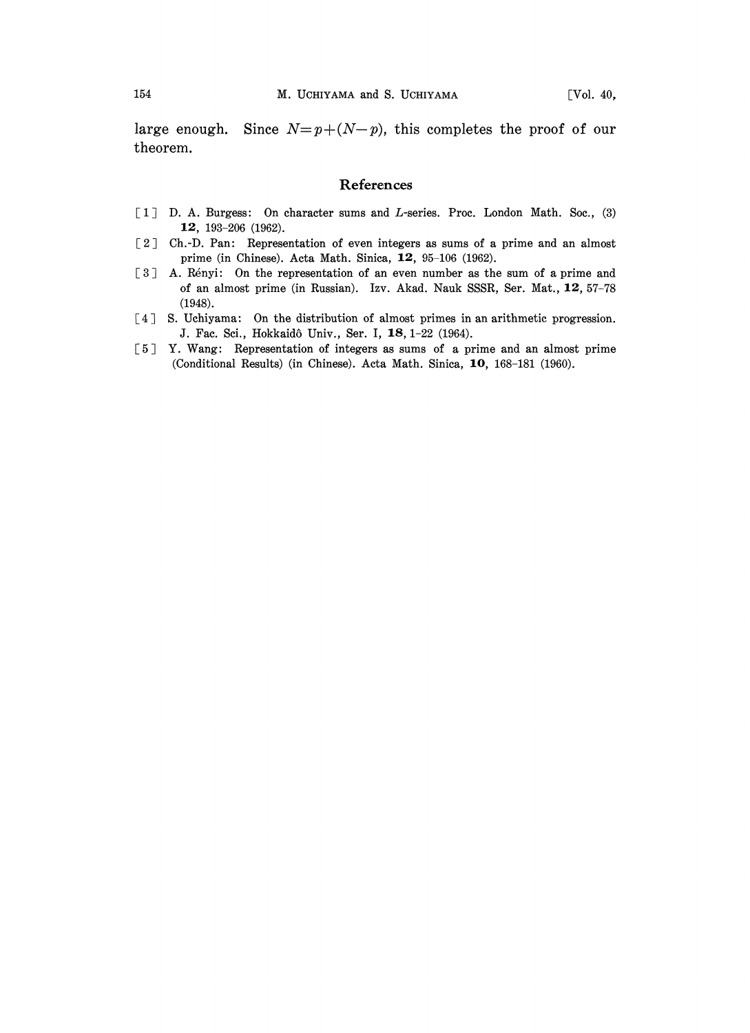large enough. Since $N=p+(N-p)$, this completes the proof of our theorem.

## References

[1] D. A. Burgess: On character sums and $L$-series. Proc. London Math. Soc., (3) **12**, 193–206 (1962).

[2] Ch.-D. Pan: Representation of even integers as sums of a prime and an almost prime (in Chinese). Acta Math. Sinica, **12**, 95–106 (1962).

[3] A. Rényi: On the representation of an even number as the sum of a prime and of an almost prime (in Russian). Izv. Akad. Nauk SSSR, Ser. Mat., **12**, 57–78 (1948).

[4] S. Uchiyama: On the distribution of almost primes in an arithmetic progression. J. Fac. Sci., Hokkaidô Univ., Ser. I, **18**, 1–22 (1964).

[5] Y. Wang: Representation of integers as sums of a prime and an almost prime (Conditional Results) (in Chinese). Acta Math. Sinica, **10**, 168–181 (1960).